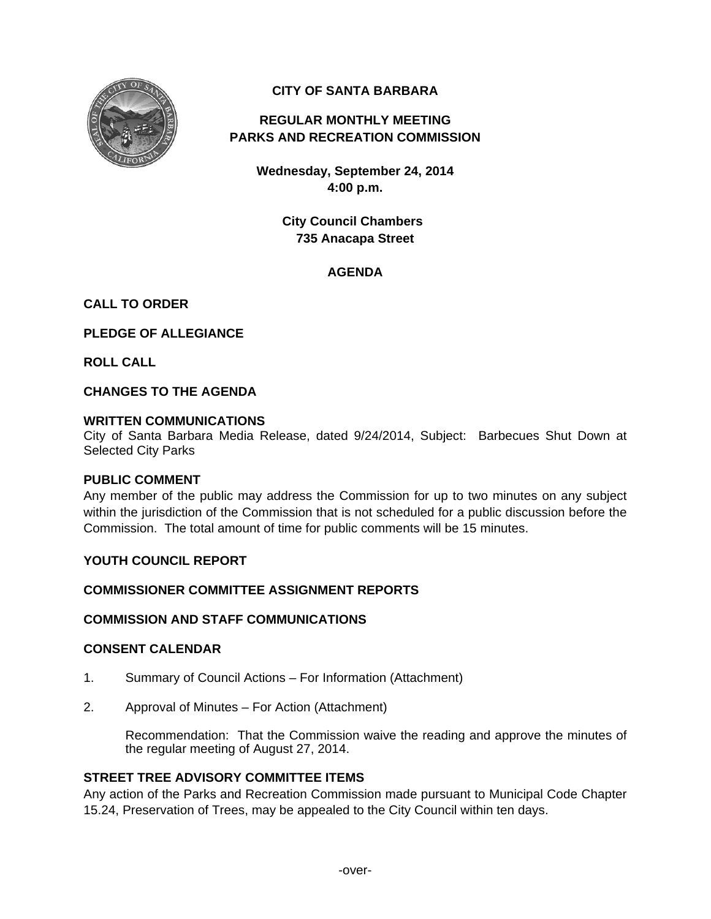# CITY OF SANTA BARBARA

## REGULAR MONTHLY MEETING
## PARKS AND RECREATION COMMISSION

**Wednesday, September 24, 2014**
**4:00 p.m.**

**City Council Chambers**
**735 Anacapa Street**

## AGENDA

**CALL TO ORDER**

**PLEDGE OF ALLEGIANCE**

**ROLL CALL**

**CHANGES TO THE AGENDA**

**WRITTEN COMMUNICATIONS**

City of Santa Barbara Media Release, dated 9/24/2014, Subject: Barbecues Shut Down at Selected City Parks

**PUBLIC COMMENT**

Any member of the public may address the Commission for up to two minutes on any subject within the jurisdiction of the Commission that is not scheduled for a public discussion before the Commission. The total amount of time for public comments will be 15 minutes.

**YOUTH COUNCIL REPORT**

**COMMISSIONER COMMITTEE ASSIGNMENT REPORTS**

**COMMISSION AND STAFF COMMUNICATIONS**

**CONSENT CALENDAR**

1. Summary of Council Actions – For Information (Attachment)

2. Approval of Minutes – For Action (Attachment)

   Recommendation: That the Commission waive the reading and approve the minutes of the regular meeting of August 27, 2014.

**STREET TREE ADVISORY COMMITTEE ITEMS**

Any action of the Parks and Recreation Commission made pursuant to Municipal Code Chapter 15.24, Preservation of Trees, may be appealed to the City Council within ten days.

-over-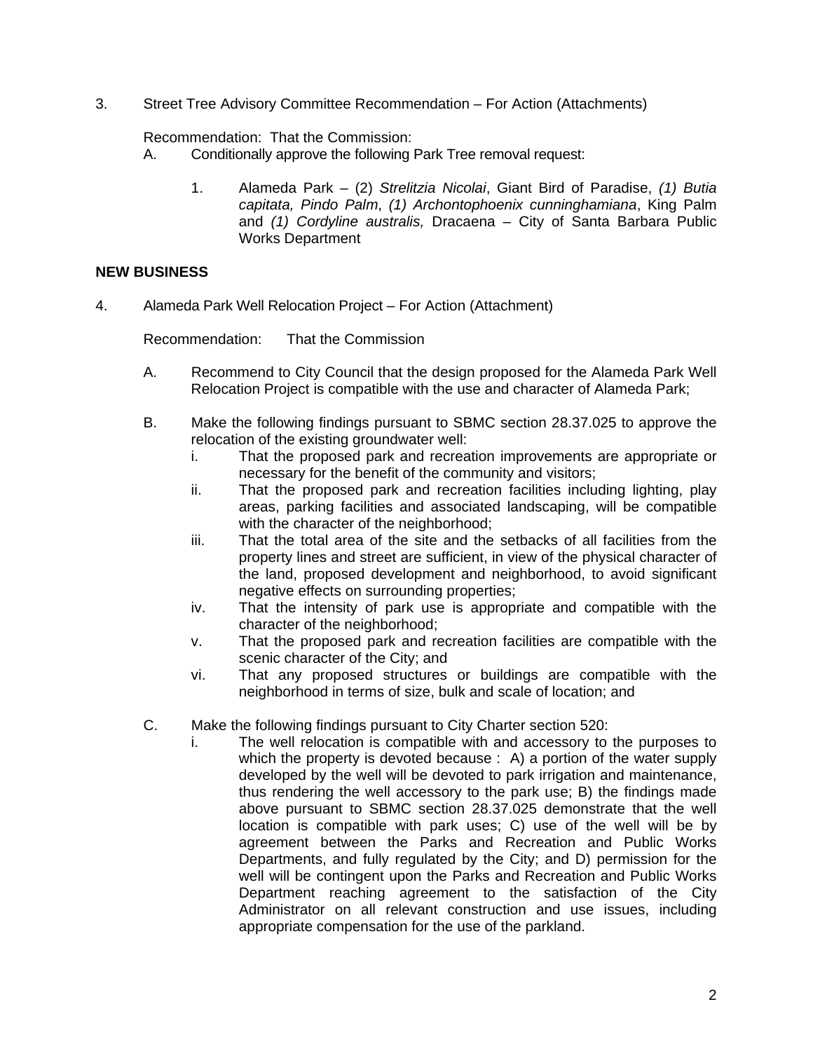3. Street Tree Advisory Committee Recommendation – For Action (Attachments)

   Recommendation: That the Commission:

   A. Conditionally approve the following Park Tree removal request:

      1. Alameda Park – (2) *Strelitzia Nicolai*, Giant Bird of Paradise, *(1) Butia capitata, Pindo Palm*, *(1) Archontophoenix cunninghamiana*, King Palm and *(1) Cordyline australis,* Dracaena – City of Santa Barbara Public Works Department

**NEW BUSINESS**

4. Alameda Park Well Relocation Project – For Action (Attachment)

   Recommendation: That the Commission

   A. Recommend to City Council that the design proposed for the Alameda Park Well Relocation Project is compatible with the use and character of Alameda Park;

   B. Make the following findings pursuant to SBMC section 28.37.025 to approve the relocation of the existing groundwater well:

      i. That the proposed park and recreation improvements are appropriate or necessary for the benefit of the community and visitors;
      ii. That the proposed park and recreation facilities including lighting, play areas, parking facilities and associated landscaping, will be compatible with the character of the neighborhood;
      iii. That the total area of the site and the setbacks of all facilities from the property lines and street are sufficient, in view of the physical character of the land, proposed development and neighborhood, to avoid significant negative effects on surrounding properties;
      iv. That the intensity of park use is appropriate and compatible with the character of the neighborhood;
      v. That the proposed park and recreation facilities are compatible with the scenic character of the City; and
      vi. That any proposed structures or buildings are compatible with the neighborhood in terms of size, bulk and scale of location; and

   C. Make the following findings pursuant to City Charter section 520:

      i. The well relocation is compatible with and accessory to the purposes to which the property is devoted because : A) a portion of the water supply developed by the well will be devoted to park irrigation and maintenance, thus rendering the well accessory to the park use; B) the findings made above pursuant to SBMC section 28.37.025 demonstrate that the well location is compatible with park uses; C) use of the well will be by agreement between the Parks and Recreation and Public Works Departments, and fully regulated by the City; and D) permission for the well will be contingent upon the Parks and Recreation and Public Works Department reaching agreement to the satisfaction of the City Administrator on all relevant construction and use issues, including appropriate compensation for the use of the parkland.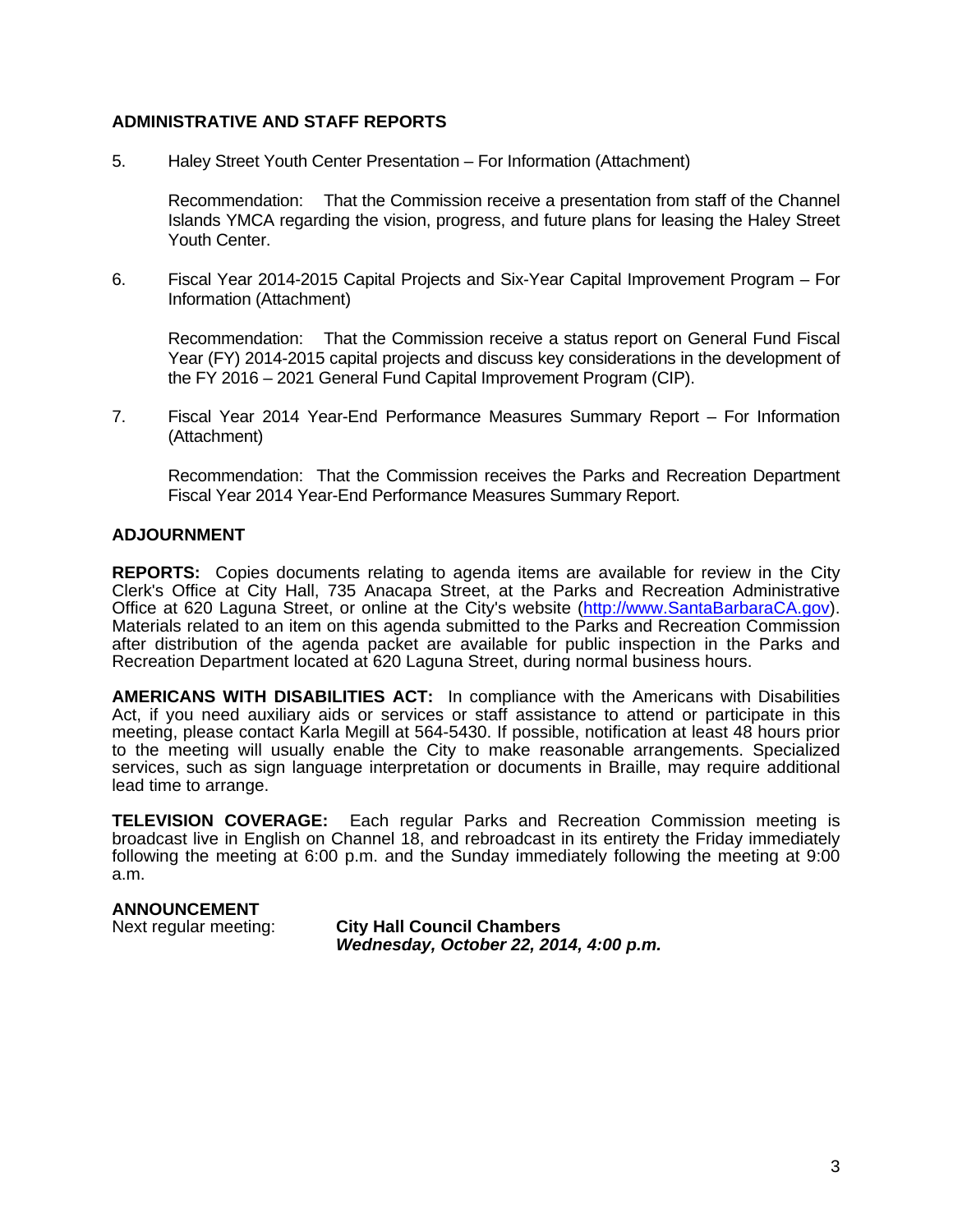## ADMINISTRATIVE AND STAFF REPORTS

5. Haley Street Youth Center Presentation – For Information (Attachment)

   Recommendation: That the Commission receive a presentation from staff of the Channel Islands YMCA regarding the vision, progress, and future plans for leasing the Haley Street Youth Center.

6. Fiscal Year 2014-2015 Capital Projects and Six-Year Capital Improvement Program – For Information (Attachment)

   Recommendation: That the Commission receive a status report on General Fund Fiscal Year (FY) 2014-2015 capital projects and discuss key considerations in the development of the FY 2016 – 2021 General Fund Capital Improvement Program (CIP).

7. Fiscal Year 2014 Year-End Performance Measures Summary Report – For Information (Attachment)

   Recommendation: That the Commission receives the Parks and Recreation Department Fiscal Year 2014 Year-End Performance Measures Summary Report.

## ADJOURNMENT

**REPORTS:** Copies documents relating to agenda items are available for review in the City Clerk's Office at City Hall, 735 Anacapa Street, at the Parks and Recreation Administrative Office at 620 Laguna Street, or online at the City's website (http://www.SantaBarbaraCA.gov). Materials related to an item on this agenda submitted to the Parks and Recreation Commission after distribution of the agenda packet are available for public inspection in the Parks and Recreation Department located at 620 Laguna Street, during normal business hours.

**AMERICANS WITH DISABILITIES ACT:** In compliance with the Americans with Disabilities Act, if you need auxiliary aids or services or staff assistance to attend or participate in this meeting, please contact Karla Megill at 564-5430. If possible, notification at least 48 hours prior to the meeting will usually enable the City to make reasonable arrangements. Specialized services, such as sign language interpretation or documents in Braille, may require additional lead time to arrange.

**TELEVISION COVERAGE:** Each regular Parks and Recreation Commission meeting is broadcast live in English on Channel 18, and rebroadcast in its entirety the Friday immediately following the meeting at 6:00 p.m. and the Sunday immediately following the meeting at 9:00 a.m.

**ANNOUNCEMENT**
Next regular meeting: **City Hall Council Chambers**
***Wednesday, October 22, 2014, 4:00 p.m.***